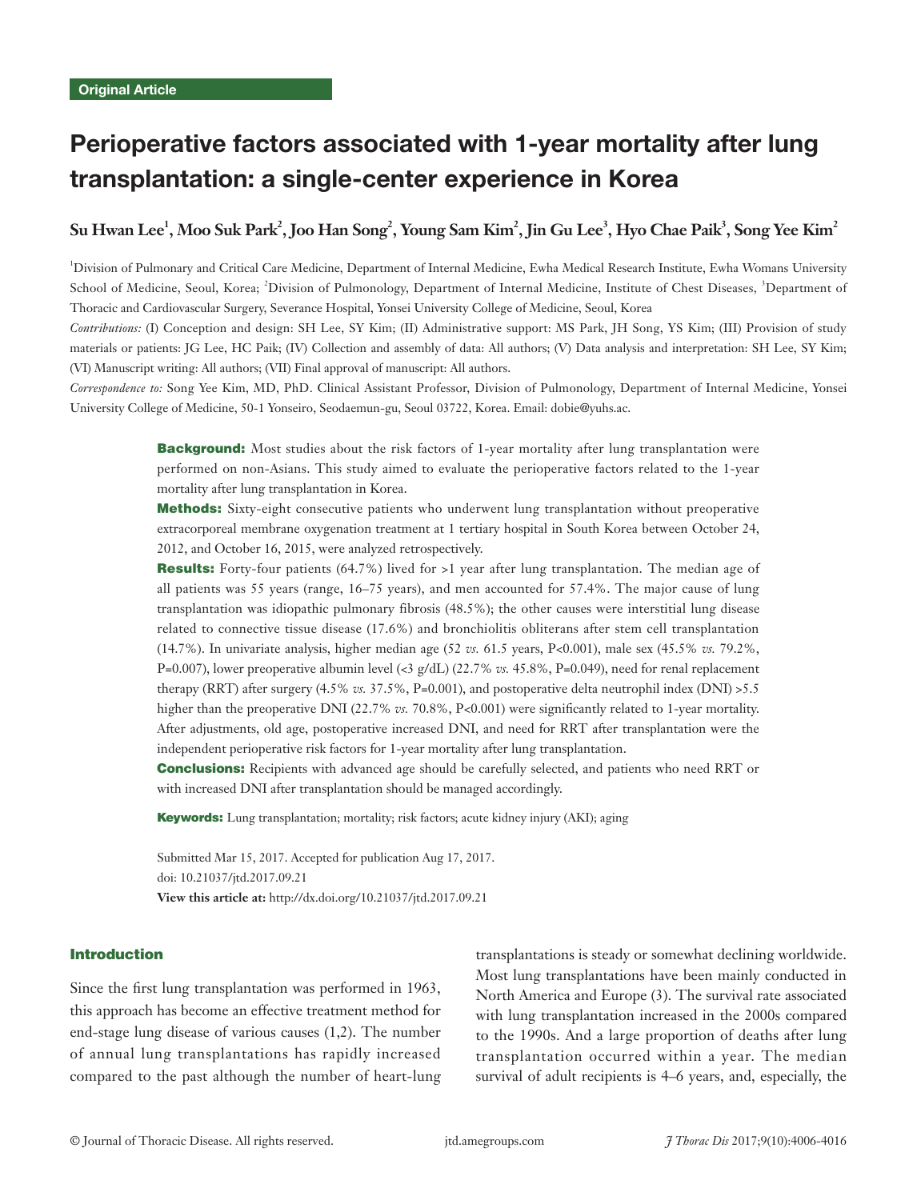Original Article

# Perioperative factors associated with 1-year mortality after lung transplantation: a single-center experience in Korea

**Su Hwan Lee[1], Moo Suk Park[2], Joo Han Song[2], Young Sam Kim[2], Jin Gu Lee[3], Hyo Chae Paik[3], Song Yee Kim[2]**

[1]Division of Pulmonary and Critical Care Medicine, Department of Internal Medicine, Ewha Medical Research Institute, Ewha Womans University School of Medicine, Seoul, Korea; [2]Division of Pulmonology, Department of Internal Medicine, Institute of Chest Diseases, [3]Department of Thoracic and Cardiovascular Surgery, Severance Hospital, Yonsei University College of Medicine, Seoul, Korea

*Contributions:* (I) Conception and design: SH Lee, SY Kim; (II) Administrative support: MS Park, JH Song, YS Kim; (III) Provision of study materials or patients: JG Lee, HC Paik; (IV) Collection and assembly of data: All authors; (V) Data analysis and interpretation: SH Lee, SY Kim; (VI) Manuscript writing: All authors; (VII) Final approval of manuscript: All authors.

*Correspondence to:* Song Yee Kim, MD, PhD. Clinical Assistant Professor, Division of Pulmonology, Department of Internal Medicine, Yonsei University College of Medicine, 50-1 Yonseiro, Seodaemun-gu, Seoul 03722, Korea. Email: dobie@yuhs.ac.

**Background:** Most studies about the risk factors of 1-year mortality after lung transplantation were performed on non-Asians. This study aimed to evaluate the perioperative factors related to the 1-year mortality after lung transplantation in Korea.

**Methods:** Sixty-eight consecutive patients who underwent lung transplantation without preoperative extracorporeal membrane oxygenation treatment at 1 tertiary hospital in South Korea between October 24, 2012, and October 16, 2015, were analyzed retrospectively.

**Results:** Forty-four patients (64.7%) lived for >1 year after lung transplantation. The median age of all patients was 55 years (range, 16–75 years), and men accounted for 57.4%. The major cause of lung transplantation was idiopathic pulmonary fibrosis (48.5%); the other causes were interstitial lung disease related to connective tissue disease (17.6%) and bronchiolitis obliterans after stem cell transplantation (14.7%). In univariate analysis, higher median age (52 *vs.* 61.5 years, P<0.001), male sex (45.5% *vs.* 79.2%, P=0.007), lower preoperative albumin level (<3 g/dL) (22.7% *vs.* 45.8%, P=0.049), need for renal replacement therapy (RRT) after surgery (4.5% *vs.* 37.5%, P=0.001), and postoperative delta neutrophil index (DNI) >5.5 higher than the preoperative DNI (22.7% *vs.* 70.8%, P<0.001) were significantly related to 1-year mortality. After adjustments, old age, postoperative increased DNI, and need for RRT after transplantation were the independent perioperative risk factors for 1-year mortality after lung transplantation.

**Conclusions:** Recipients with advanced age should be carefully selected, and patients who need RRT or with increased DNI after transplantation should be managed accordingly.

**Keywords:** Lung transplantation; mortality; risk factors; acute kidney injury (AKI); aging

Submitted Mar 15, 2017. Accepted for publication Aug 17, 2017.
doi: 10.21037/jtd.2017.09.21
**View this article at:** http://dx.doi.org/10.21037/jtd.2017.09.21

## Introduction

Since the first lung transplantation was performed in 1963, this approach has become an effective treatment method for end-stage lung disease of various causes (1,2). The number of annual lung transplantations has rapidly increased compared to the past although the number of heart-lung transplantations is steady or somewhat declining worldwide. Most lung transplantations have been mainly conducted in North America and Europe (3). The survival rate associated with lung transplantation increased in the 2000s compared to the 1990s. And a large proportion of deaths after lung transplantation occurred within a year. The median survival of adult recipients is 4–6 years, and, especially, the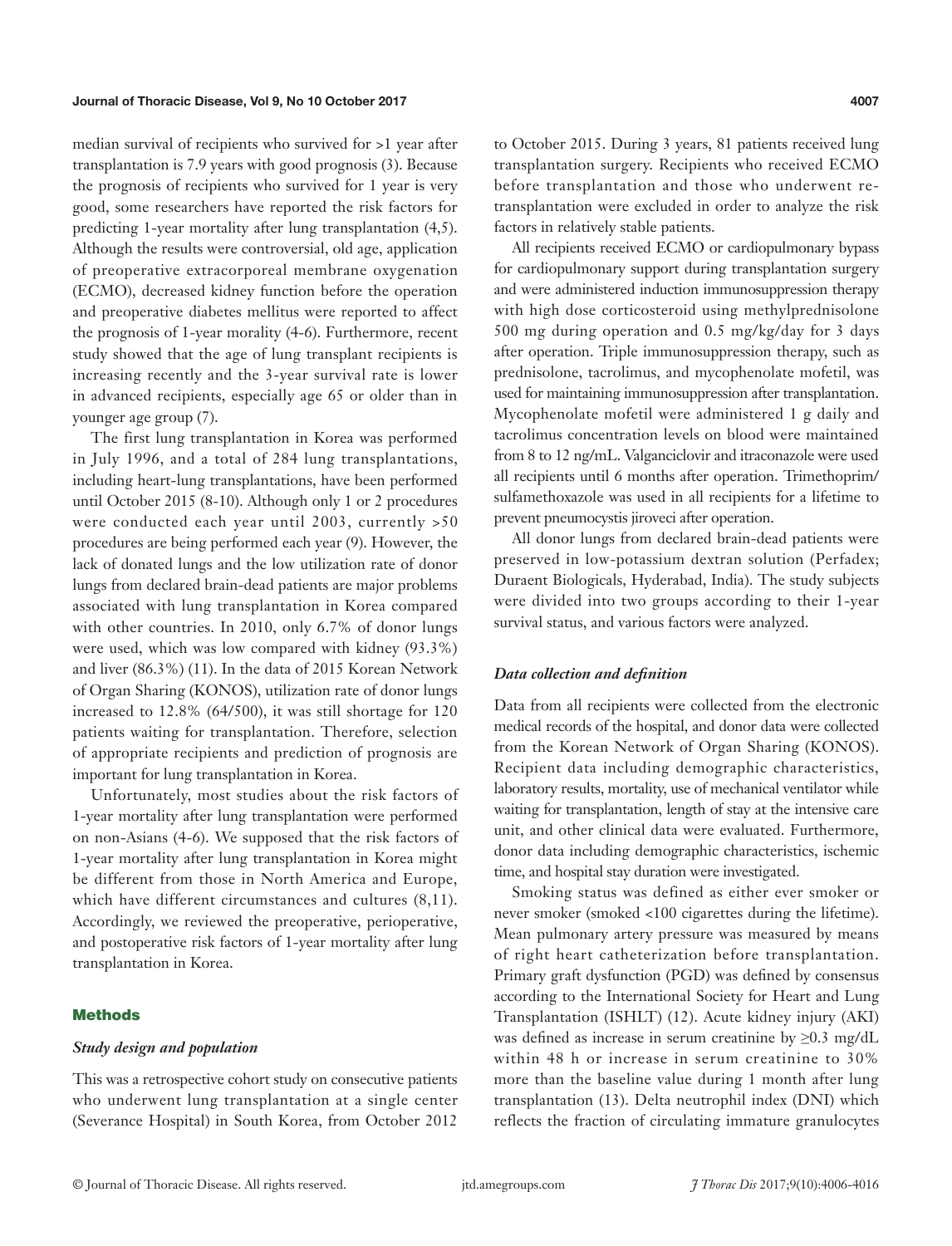median survival of recipients who survived for >1 year after transplantation is 7.9 years with good prognosis (3). Because the prognosis of recipients who survived for 1 year is very good, some researchers have reported the risk factors for predicting 1-year mortality after lung transplantation (4,5). Although the results were controversial, old age, application of preoperative extracorporeal membrane oxygenation (ECMO), decreased kidney function before the operation and preoperative diabetes mellitus were reported to affect the prognosis of 1-year morality (4-6). Furthermore, recent study showed that the age of lung transplant recipients is increasing recently and the 3-year survival rate is lower in advanced recipients, especially age 65 or older than in younger age group (7).

The first lung transplantation in Korea was performed in July 1996, and a total of 284 lung transplantations, including heart-lung transplantations, have been performed until October 2015 (8-10). Although only 1 or 2 procedures were conducted each year until 2003, currently >50 procedures are being performed each year (9). However, the lack of donated lungs and the low utilization rate of donor lungs from declared brain-dead patients are major problems associated with lung transplantation in Korea compared with other countries. In 2010, only 6.7% of donor lungs were used, which was low compared with kidney (93.3%) and liver (86.3%) (11). In the data of 2015 Korean Network of Organ Sharing (KONOS), utilization rate of donor lungs increased to 12.8% (64/500), it was still shortage for 120 patients waiting for transplantation. Therefore, selection of appropriate recipients and prediction of prognosis are important for lung transplantation in Korea.

Unfortunately, most studies about the risk factors of 1-year mortality after lung transplantation were performed on non-Asians (4-6). We supposed that the risk factors of 1-year mortality after lung transplantation in Korea might be different from those in North America and Europe, which have different circumstances and cultures (8,11). Accordingly, we reviewed the preoperative, perioperative, and postoperative risk factors of 1-year mortality after lung transplantation in Korea.

## Methods

### *Study design and population*

This was a retrospective cohort study on consecutive patients who underwent lung transplantation at a single center (Severance Hospital) in South Korea, from October 2012 to October 2015. During 3 years, 81 patients received lung transplantation surgery. Recipients who received ECMO before transplantation and those who underwent re-transplantation were excluded in order to analyze the risk factors in relatively stable patients.

All recipients received ECMO or cardiopulmonary bypass for cardiopulmonary support during transplantation surgery and were administered induction immunosuppression therapy with high dose corticosteroid using methylprednisolone 500 mg during operation and 0.5 mg/kg/day for 3 days after operation. Triple immunosuppression therapy, such as prednisolone, tacrolimus, and mycophenolate mofetil, was used for maintaining immunosuppression after transplantation. Mycophenolate mofetil were administered 1 g daily and tacrolimus concentration levels on blood were maintained from 8 to 12 ng/mL. Valganciclovir and itraconazole were used all recipients until 6 months after operation. Trimethoprim/sulfamethoxazole was used in all recipients for a lifetime to prevent pneumocystis jiroveci after operation.

All donor lungs from declared brain-dead patients were preserved in low-potassium dextran solution (Perfadex; Duraent Biologicals, Hyderabad, India). The study subjects were divided into two groups according to their 1-year survival status, and various factors were analyzed.

### *Data collection and definition*

Data from all recipients were collected from the electronic medical records of the hospital, and donor data were collected from the Korean Network of Organ Sharing (KONOS). Recipient data including demographic characteristics, laboratory results, mortality, use of mechanical ventilator while waiting for transplantation, length of stay at the intensive care unit, and other clinical data were evaluated. Furthermore, donor data including demographic characteristics, ischemic time, and hospital stay duration were investigated.

Smoking status was defined as either ever smoker or never smoker (smoked <100 cigarettes during the lifetime). Mean pulmonary artery pressure was measured by means of right heart catheterization before transplantation. Primary graft dysfunction (PGD) was defined by consensus according to the International Society for Heart and Lung Transplantation (ISHLT) (12). Acute kidney injury (AKI) was defined as increase in serum creatinine by ≥0.3 mg/dL within 48 h or increase in serum creatinine to 30% more than the baseline value during 1 month after lung transplantation (13). Delta neutrophil index (DNI) which reflects the fraction of circulating immature granulocytes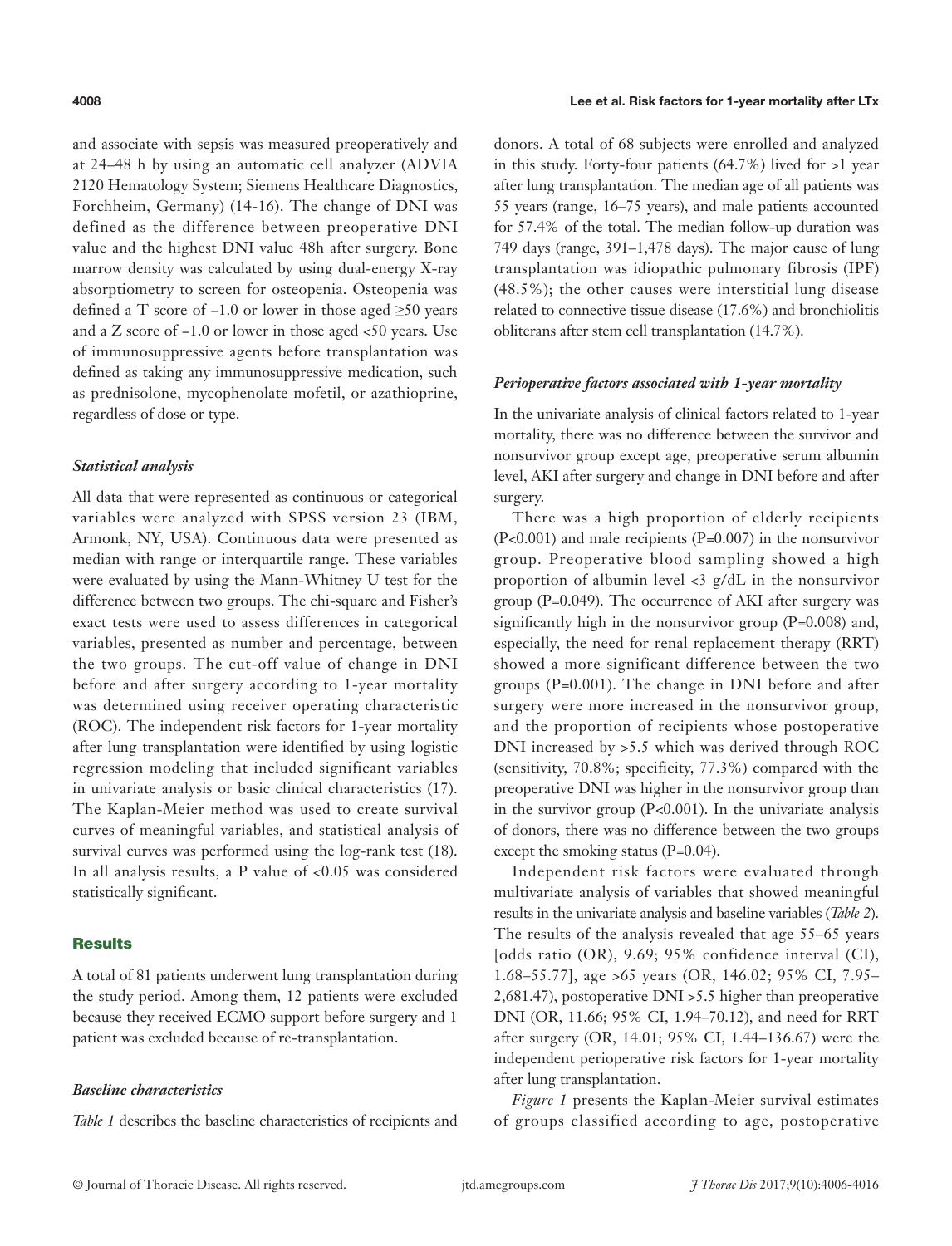and associate with sepsis was measured preoperatively and at 24–48 h by using an automatic cell analyzer (ADVIA 2120 Hematology System; Siemens Healthcare Diagnostics, Forchheim, Germany) (14-16). The change of DNI was defined as the difference between preoperative DNI value and the highest DNI value 48h after surgery. Bone marrow density was calculated by using dual-energy X-ray absorptiometry to screen for osteopenia. Osteopenia was defined a T score of −1.0 or lower in those aged ≥50 years and a Z score of −1.0 or lower in those aged <50 years. Use of immunosuppressive agents before transplantation was defined as taking any immunosuppressive medication, such as prednisolone, mycophenolate mofetil, or azathioprine, regardless of dose or type.

### *Statistical analysis*

All data that were represented as continuous or categorical variables were analyzed with SPSS version 23 (IBM, Armonk, NY, USA). Continuous data were presented as median with range or interquartile range. These variables were evaluated by using the Mann-Whitney U test for the difference between two groups. The chi-square and Fisher's exact tests were used to assess differences in categorical variables, presented as number and percentage, between the two groups. The cut-off value of change in DNI before and after surgery according to 1-year mortality was determined using receiver operating characteristic (ROC). The independent risk factors for 1-year mortality after lung transplantation were identified by using logistic regression modeling that included significant variables in univariate analysis or basic clinical characteristics (17). The Kaplan-Meier method was used to create survival curves of meaningful variables, and statistical analysis of survival curves was performed using the log-rank test (18). In all analysis results, a P value of <0.05 was considered statistically significant.

## Results

A total of 81 patients underwent lung transplantation during the study period. Among them, 12 patients were excluded because they received ECMO support before surgery and 1 patient was excluded because of re-transplantation.

### *Baseline characteristics*

*Table 1* describes the baseline characteristics of recipients and donors. A total of 68 subjects were enrolled and analyzed in this study. Forty-four patients (64.7%) lived for >1 year after lung transplantation. The median age of all patients was 55 years (range, 16–75 years), and male patients accounted for 57.4% of the total. The median follow-up duration was 749 days (range, 391–1,478 days). The major cause of lung transplantation was idiopathic pulmonary fibrosis (IPF) (48.5%); the other causes were interstitial lung disease related to connective tissue disease (17.6%) and bronchiolitis obliterans after stem cell transplantation (14.7%).

### *Perioperative factors associated with 1-year mortality*

In the univariate analysis of clinical factors related to 1-year mortality, there was no difference between the survivor and nonsurvivor group except age, preoperative serum albumin level, AKI after surgery and change in DNI before and after surgery.

There was a high proportion of elderly recipients (P<0.001) and male recipients (P=0.007) in the nonsurvivor group. Preoperative blood sampling showed a high proportion of albumin level <3 g/dL in the nonsurvivor group (P=0.049). The occurrence of AKI after surgery was significantly high in the nonsurvivor group (P=0.008) and, especially, the need for renal replacement therapy (RRT) showed a more significant difference between the two groups (P=0.001). The change in DNI before and after surgery were more increased in the nonsurvivor group, and the proportion of recipients whose postoperative DNI increased by >5.5 which was derived through ROC (sensitivity, 70.8%; specificity, 77.3%) compared with the preoperative DNI was higher in the nonsurvivor group than in the survivor group (P<0.001). In the univariate analysis of donors, there was no difference between the two groups except the smoking status (P=0.04).

Independent risk factors were evaluated through multivariate analysis of variables that showed meaningful results in the univariate analysis and baseline variables (*Table 2*). The results of the analysis revealed that age 55–65 years [odds ratio (OR), 9.69; 95% confidence interval (CI), 1.68–55.77], age >65 years (OR, 146.02; 95% CI, 7.95–2,681.47), postoperative DNI >5.5 higher than preoperative DNI (OR, 11.66; 95% CI, 1.94–70.12), and need for RRT after surgery (OR, 14.01; 95% CI, 1.44–136.67) were the independent perioperative risk factors for 1-year mortality after lung transplantation.

*Figure 1* presents the Kaplan-Meier survival estimates of groups classified according to age, postoperative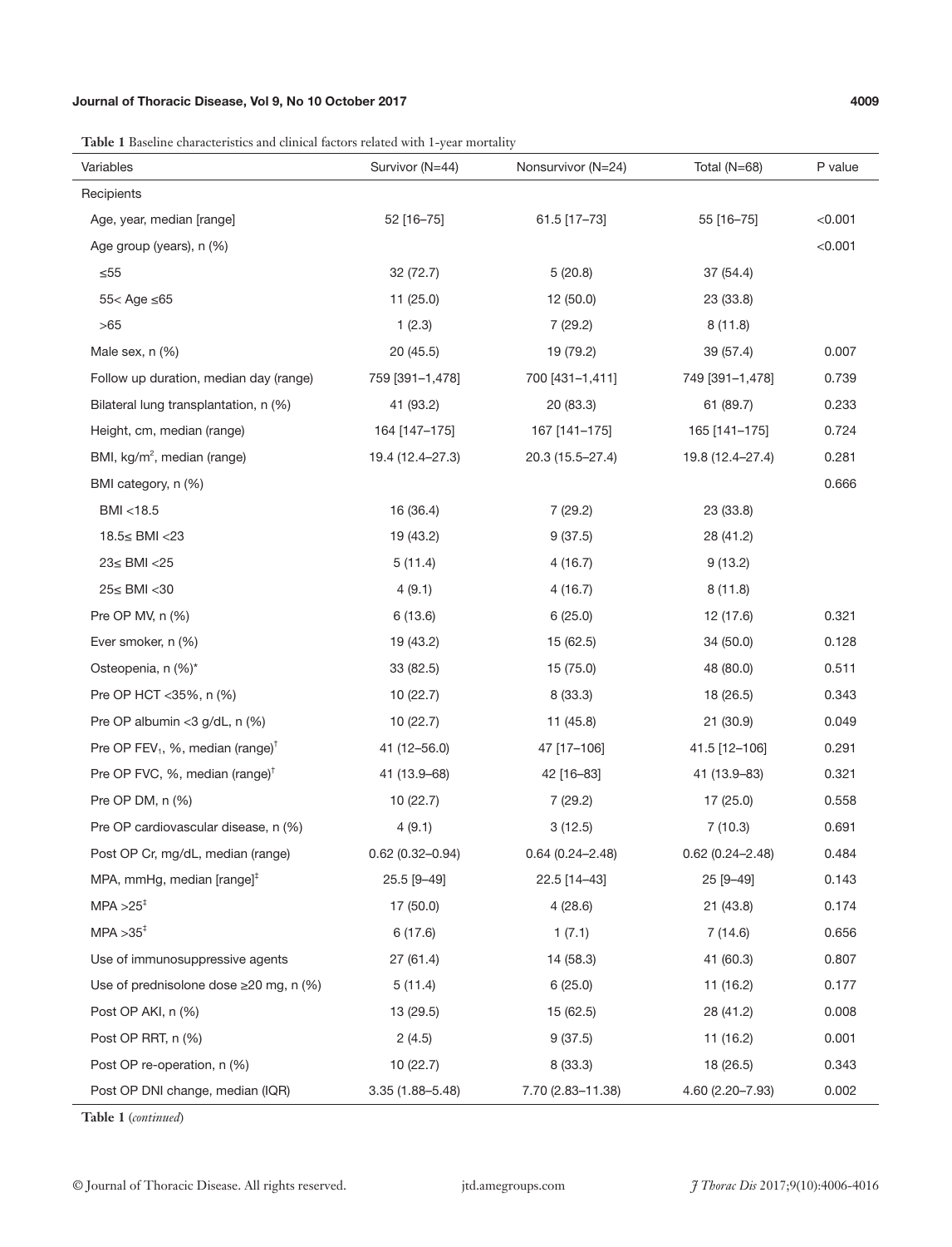**Table 1** Baseline characteristics and clinical factors related with 1-year mortality

| Variables | Survivor (N=44) | Nonsurvivor (N=24) | Total (N=68) | P value |
|---|---|---|---|---|
| Recipients | | | | |
| Age, year, median [range] | 52 [16–75] | 61.5 [17–73] | 55 [16–75] | <0.001 |
| Age group (years), n (%) | | | | <0.001 |
| ≤55 | 32 (72.7) | 5 (20.8) | 37 (54.4) | |
| 55< Age ≤65 | 11 (25.0) | 12 (50.0) | 23 (33.8) | |
| >65 | 1 (2.3) | 7 (29.2) | 8 (11.8) | |
| Male sex, n (%) | 20 (45.5) | 19 (79.2) | 39 (57.4) | 0.007 |
| Follow up duration, median day (range) | 759 [391–1,478] | 700 [431–1,411] | 749 [391–1,478] | 0.739 |
| Bilateral lung transplantation, n (%) | 41 (93.2) | 20 (83.3) | 61 (89.7) | 0.233 |
| Height, cm, median (range) | 164 [147–175] | 167 [141–175] | 165 [141–175] | 0.724 |
| BMI, kg/m$^2$, median (range) | 19.4 (12.4–27.3) | 20.3 (15.5–27.4) | 19.8 (12.4–27.4) | 0.281 |
| BMI category, n (%) | | | | 0.666 |
| BMI <18.5 | 16 (36.4) | 7 (29.2) | 23 (33.8) | |
| 18.5≤ BMI <23 | 19 (43.2) | 9 (37.5) | 28 (41.2) | |
| 23≤ BMI <25 | 5 (11.4) | 4 (16.7) | 9 (13.2) | |
| 25≤ BMI <30 | 4 (9.1) | 4 (16.7) | 8 (11.8) | |
| Pre OP MV, n (%) | 6 (13.6) | 6 (25.0) | 12 (17.6) | 0.321 |
| Ever smoker, n (%) | 19 (43.2) | 15 (62.5) | 34 (50.0) | 0.128 |
| Osteopenia, n (%)* | 33 (82.5) | 15 (75.0) | 48 (80.0) | 0.511 |
| Pre OP HCT <35%, n (%) | 10 (22.7) | 8 (33.3) | 18 (26.5) | 0.343 |
| Pre OP albumin <3 g/dL, n (%) | 10 (22.7) | 11 (45.8) | 21 (30.9) | 0.049 |
| Pre OP FEV$_1$, %, median (range)[†] | 41 (12–56.0) | 47 [17–106] | 41.5 [12–106] | 0.291 |
| Pre OP FVC, %, median (range)[†] | 41 (13.9–68) | 42 [16–83] | 41 (13.9–83) | 0.321 |
| Pre OP DM, n (%) | 10 (22.7) | 7 (29.2) | 17 (25.0) | 0.558 |
| Pre OP cardiovascular disease, n (%) | 4 (9.1) | 3 (12.5) | 7 (10.3) | 0.691 |
| Post OP Cr, mg/dL, median (range) | 0.62 (0.32–0.94) | 0.64 (0.24–2.48) | 0.62 (0.24–2.48) | 0.484 |
| MPA, mmHg, median [range][‡] | 25.5 [9–49] | 22.5 [14–43] | 25 [9–49] | 0.143 |
| MPA >25[‡] | 17 (50.0) | 4 (28.6) | 21 (43.8) | 0.174 |
| MPA >35[‡] | 6 (17.6) | 1 (7.1) | 7 (14.6) | 0.656 |
| Use of immunosuppressive agents | 27 (61.4) | 14 (58.3) | 41 (60.3) | 0.807 |
| Use of prednisolone dose ≥20 mg, n (%) | 5 (11.4) | 6 (25.0) | 11 (16.2) | 0.177 |
| Post OP AKI, n (%) | 13 (29.5) | 15 (62.5) | 28 (41.2) | 0.008 |
| Post OP RRT, n (%) | 2 (4.5) | 9 (37.5) | 11 (16.2) | 0.001 |
| Post OP re-operation, n (%) | 10 (22.7) | 8 (33.3) | 18 (26.5) | 0.343 |
| Post OP DNI change, median (IQR) | 3.35 (1.88–5.48) | 7.70 (2.83–11.38) | 4.60 (2.20–7.93) | 0.002 |

**Table 1** (*continued*)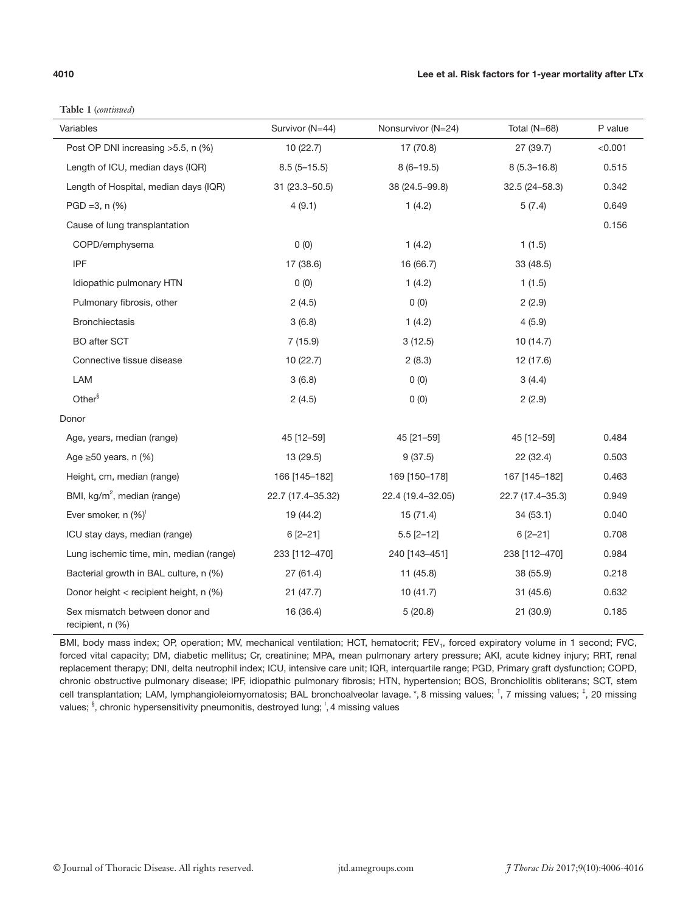**Table 1** (*continued*)

| Variables | Survivor (N=44) | Nonsurvivor (N=24) | Total (N=68) | P value |
|---|---|---|---|---|
| Post OP DNI increasing >5.5, n (%) | 10 (22.7) | 17 (70.8) | 27 (39.7) | <0.001 |
| Length of ICU, median days (IQR) | 8.5 (5–15.5) | 8 (6–19.5) | 8 (5.3–16.8) | 0.515 |
| Length of Hospital, median days (IQR) | 31 (23.3–50.5) | 38 (24.5–99.8) | 32.5 (24–58.3) | 0.342 |
| PGD =3, n (%) | 4 (9.1) | 1 (4.2) | 5 (7.4) | 0.649 |
| Cause of lung transplantation | | | | 0.156 |
| COPD/emphysema | 0 (0) | 1 (4.2) | 1 (1.5) | |
| IPF | 17 (38.6) | 16 (66.7) | 33 (48.5) | |
| Idiopathic pulmonary HTN | 0 (0) | 1 (4.2) | 1 (1.5) | |
| Pulmonary fibrosis, other | 2 (4.5) | 0 (0) | 2 (2.9) | |
| Bronchiectasis | 3 (6.8) | 1 (4.2) | 4 (5.9) | |
| BO after SCT | 7 (15.9) | 3 (12.5) | 10 (14.7) | |
| Connective tissue disease | 10 (22.7) | 2 (8.3) | 12 (17.6) | |
| LAM | 3 (6.8) | 0 (0) | 3 (4.4) | |
| Other[§] | 2 (4.5) | 0 (0) | 2 (2.9) | |
| Donor | | | | |
| Age, years, median (range) | 45 [12–59] | 45 [21–59] | 45 [12–59] | 0.484 |
| Age ≥50 years, n (%) | 13 (29.5) | 9 (37.5) | 22 (32.4) | 0.503 |
| Height, cm, median (range) | 166 [145–182] | 169 [150–178] | 167 [145–182] | 0.463 |
| BMI, kg/m$^2$, median (range) | 22.7 (17.4–35.32) | 22.4 (19.4–32.05) | 22.7 (17.4–35.3) | 0.949 |
| Ever smoker, n (%)[ǀ] | 19 (44.2) | 15 (71.4) | 34 (53.1) | 0.040 |
| ICU stay days, median (range) | 6 [2–21] | 5.5 [2–12] | 6 [2–21] | 0.708 |
| Lung ischemic time, min, median (range) | 233 [112–470] | 240 [143–451] | 238 [112–470] | 0.984 |
| Bacterial growth in BAL culture, n (%) | 27 (61.4) | 11 (45.8) | 38 (55.9) | 0.218 |
| Donor height < recipient height, n (%) | 21 (47.7) | 10 (41.7) | 31 (45.6) | 0.632 |
| Sex mismatch between donor and recipient, n (%) | 16 (36.4) | 5 (20.8) | 21 (30.9) | 0.185 |

BMI, body mass index; OP, operation; MV, mechanical ventilation; HCT, hematocrit; $FEV_1$, forced expiratory volume in 1 second; FVC, forced vital capacity; DM, diabetic mellitus; Cr, creatinine; MPA, mean pulmonary artery pressure; AKI, acute kidney injury; RRT, renal replacement therapy; DNI, delta neutrophil index; ICU, intensive care unit; IQR, interquartile range; PGD, Primary graft dysfunction; COPD, chronic obstructive pulmonary disease; IPF, idiopathic pulmonary fibrosis; HTN, hypertension; BOS, Bronchiolitis obliterans; SCT, stem cell transplantation; LAM, lymphangioleiomyomatosis; BAL bronchoalveolar lavage. *, 8 missing values; †, 7 missing values; ‡, 20 missing values; §, chronic hypersensitivity pneumonitis, destroyed lung; ǀ, 4 missing values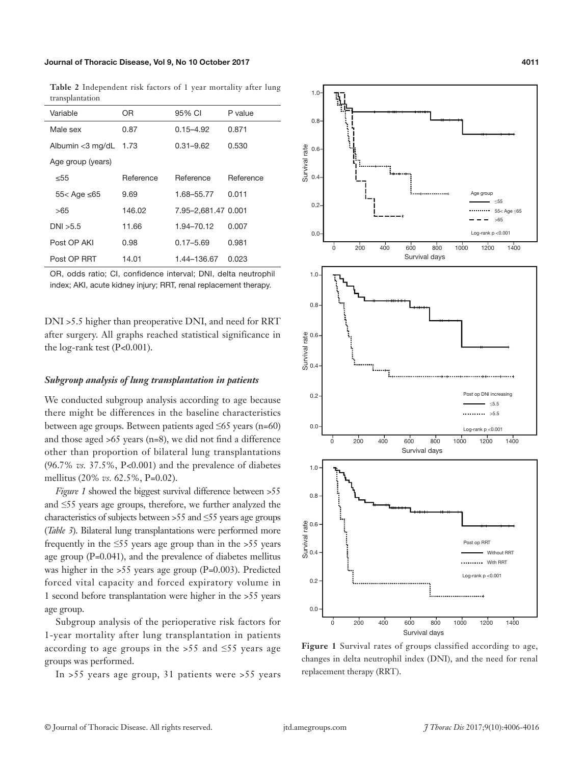**Table 2** Independent risk factors of 1 year mortality after lung transplantation

| Variable | OR | 95% CI | P value |
|---|---|---|---|
| Male sex | 0.87 | 0.15–4.92 | 0.871 |
| Albumin <3 mg/dL | 1.73 | 0.31–9.62 | 0.530 |
| Age group (years) | | | |
| ≤55 | Reference | Reference | Reference |
| 55< Age ≤65 | 9.69 | 1.68–55.77 | 0.011 |
| >65 | 146.02 | 7.95–2,681.47 | 0.001 |
| DNI >5.5 | 11.66 | 1.94–70.12 | 0.007 |
| Post OP AKI | 0.98 | 0.17–5.69 | 0.981 |
| Post OP RRT | 14.01 | 1.44–136.67 | 0.023 |

OR, odds ratio; CI, confidence interval; DNI, delta neutrophil index; AKI, acute kidney injury; RRT, renal replacement therapy.

DNI >5.5 higher than preoperative DNI, and need for RRT after surgery. All graphs reached statistical significance in the log-rank test (P<0.001).

### *Subgroup analysis of lung transplantation in patients*

We conducted subgroup analysis according to age because there might be differences in the baseline characteristics between age groups. Between patients aged ≤65 years (n=60) and those aged >65 years (n=8), we did not find a difference other than proportion of bilateral lung transplantations (96.7% *vs.* 37.5%, P<0.001) and the prevalence of diabetes mellitus (20% *vs.* 62.5%, P=0.02).

*Figure 1* showed the biggest survival difference between >55 and ≤55 years age groups, therefore, we further analyzed the characteristics of subjects between >55 and ≤55 years age groups (*Table 3*). Bilateral lung transplantations were performed more frequently in the ≤55 years age group than in the >55 years age group (P=0.041), and the prevalence of diabetes mellitus was higher in the >55 years age group (P=0.003). Predicted forced vital capacity and forced expiratory volume in 1 second before transplantation were higher in the >55 years age group.

Subgroup analysis of the perioperative risk factors for 1-year mortality after lung transplantation in patients according to age groups in the >55 and ≤55 years age groups was performed.

In >55 years age group, 31 patients were >55 years

**Figure 1** Survival rates of groups classified according to age, changes in delta neutrophil index (DNI), and the need for renal replacement therapy (RRT).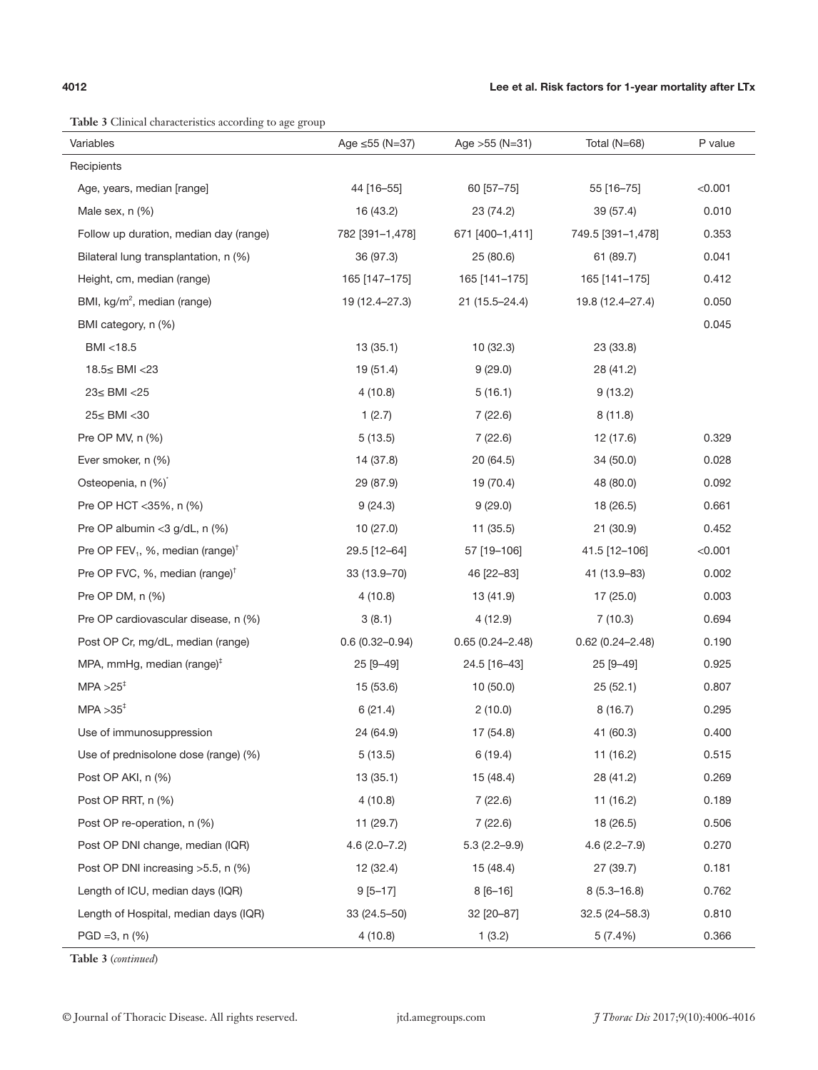**Table 3** Clinical characteristics according to age group

| Variables | Age ≤55 (N=37) | Age >55 (N=31) | Total (N=68) | P value |
|---|---|---|---|---|
| Recipients | | | | |
| Age, years, median [range] | 44 [16–55] | 60 [57–75] | 55 [16–75] | <0.001 |
| Male sex, n (%) | 16 (43.2) | 23 (74.2) | 39 (57.4) | 0.010 |
| Follow up duration, median day (range) | 782 [391–1,478] | 671 [400–1,411] | 749.5 [391–1,478] | 0.353 |
| Bilateral lung transplantation, n (%) | 36 (97.3) | 25 (80.6) | 61 (89.7) | 0.041 |
| Height, cm, median (range) | 165 [147–175] | 165 [141–175] | 165 [141–175] | 0.412 |
| BMI, kg/m$^2$, median (range) | 19 (12.4–27.3) | 21 (15.5–24.4) | 19.8 (12.4–27.4) | 0.050 |
| BMI category, n (%) | | | | 0.045 |
| BMI <18.5 | 13 (35.1) | 10 (32.3) | 23 (33.8) | |
| 18.5≤ BMI <23 | 19 (51.4) | 9 (29.0) | 28 (41.2) | |
| 23≤ BMI <25 | 4 (10.8) | 5 (16.1) | 9 (13.2) | |
| 25≤ BMI <30 | 1 (2.7) | 7 (22.6) | 8 (11.8) | |
| Pre OP MV, n (%) | 5 (13.5) | 7 (22.6) | 12 (17.6) | 0.329 |
| Ever smoker, n (%) | 14 (37.8) | 20 (64.5) | 34 (50.0) | 0.028 |
| Osteopenia, n (%)* | 29 (87.9) | 19 (70.4) | 48 (80.0) | 0.092 |
| Pre OP HCT <35%, n (%) | 9 (24.3) | 9 (29.0) | 18 (26.5) | 0.661 |
| Pre OP albumin <3 g/dL, n (%) | 10 (27.0) | 11 (35.5) | 21 (30.9) | 0.452 |
| Pre OP FEV$_1$, %, median (range)† | 29.5 [12–64] | 57 [19–106] | 41.5 [12–106] | <0.001 |
| Pre OP FVC, %, median (range)† | 33 (13.9–70) | 46 [22–83] | 41 (13.9–83) | 0.002 |
| Pre OP DM, n (%) | 4 (10.8) | 13 (41.9) | 17 (25.0) | 0.003 |
| Pre OP cardiovascular disease, n (%) | 3 (8.1) | 4 (12.9) | 7 (10.3) | 0.694 |
| Post OP Cr, mg/dL, median (range) | 0.6 (0.32–0.94) | 0.65 (0.24–2.48) | 0.62 (0.24–2.48) | 0.190 |
| MPA, mmHg, median (range)‡ | 25 [9–49] | 24.5 [16–43] | 25 [9–49] | 0.925 |
| MPA >25‡ | 15 (53.6) | 10 (50.0) | 25 (52.1) | 0.807 |
| MPA >35‡ | 6 (21.4) | 2 (10.0) | 8 (16.7) | 0.295 |
| Use of immunosuppression | 24 (64.9) | 17 (54.8) | 41 (60.3) | 0.400 |
| Use of prednisolone dose (range) (%) | 5 (13.5) | 6 (19.4) | 11 (16.2) | 0.515 |
| Post OP AKI, n (%) | 13 (35.1) | 15 (48.4) | 28 (41.2) | 0.269 |
| Post OP RRT, n (%) | 4 (10.8) | 7 (22.6) | 11 (16.2) | 0.189 |
| Post OP re-operation, n (%) | 11 (29.7) | 7 (22.6) | 18 (26.5) | 0.506 |
| Post OP DNI change, median (IQR) | 4.6 (2.0–7.2) | 5.3 (2.2–9.9) | 4.6 (2.2–7.9) | 0.270 |
| Post OP DNI increasing >5.5, n (%) | 12 (32.4) | 15 (48.4) | 27 (39.7) | 0.181 |
| Length of ICU, median days (IQR) | 9 [5–17] | 8 [6–16] | 8 (5.3–16.8) | 0.762 |
| Length of Hospital, median days (IQR) | 33 (24.5–50) | 32 [20–87] | 32.5 (24–58.3) | 0.810 |
| PGD =3, n (%) | 4 (10.8) | 1 (3.2) | 5 (7.4%) | 0.366 |

**Table 3** (*continued*)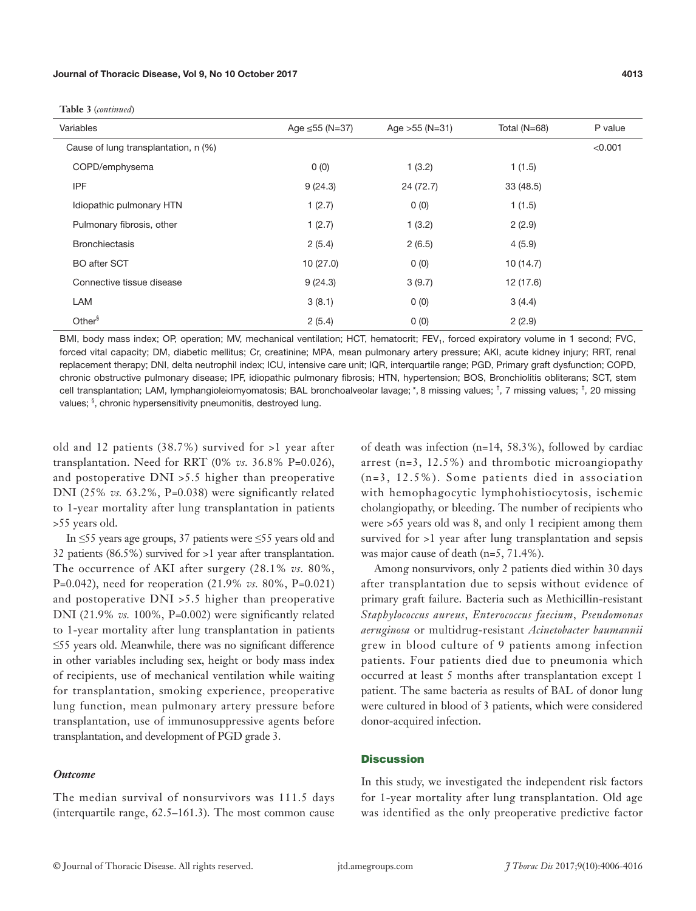**Table 3** (*continued*)

| Variables | Age ≤55 (N=37) | Age >55 (N=31) | Total (N=68) | P value |
|---|---|---|---|---|
| Cause of lung transplantation, n (%) | | | | <0.001 |
| COPD/emphysema | 0 (0) | 1 (3.2) | 1 (1.5) | |
| IPF | 9 (24.3) | 24 (72.7) | 33 (48.5) | |
| Idiopathic pulmonary HTN | 1 (2.7) | 0 (0) | 1 (1.5) | |
| Pulmonary fibrosis, other | 1 (2.7) | 1 (3.2) | 2 (2.9) | |
| Bronchiectasis | 2 (5.4) | 2 (6.5) | 4 (5.9) | |
| BO after SCT | 10 (27.0) | 0 (0) | 10 (14.7) | |
| Connective tissue disease | 9 (24.3) | 3 (9.7) | 12 (17.6) | |
| LAM | 3 (8.1) | 0 (0) | 3 (4.4) | |
| Other[§] | 2 (5.4) | 0 (0) | 2 (2.9) | |

BMI, body mass index; OP, operation; MV, mechanical ventilation; HCT, hematocrit; $FEV_1$, forced expiratory volume in 1 second; FVC, forced vital capacity; DM, diabetic mellitus; Cr, creatinine; MPA, mean pulmonary artery pressure; AKI, acute kidney injury; RRT, renal replacement therapy; DNI, delta neutrophil index; ICU, intensive care unit; IQR, interquartile range; PGD, Primary graft dysfunction; COPD, chronic obstructive pulmonary disease; IPF, idiopathic pulmonary fibrosis; HTN, hypertension; BOS, Bronchiolitis obliterans; SCT, stem cell transplantation; LAM, lymphangioleiomyomatosis; BAL bronchoalveolar lavage; *, 8 missing values; [†], 7 missing values; [‡], 20 missing values; [§], chronic hypersensitivity pneumonitis, destroyed lung.

old and 12 patients (38.7%) survived for >1 year after transplantation. Need for RRT (0% *vs.* 36.8% P=0.026), and postoperative DNI >5.5 higher than preoperative DNI (25% *vs.* 63.2%, P=0.038) were significantly related to 1-year mortality after lung transplantation in patients >55 years old.

In ≤55 years age groups, 37 patients were ≤55 years old and 32 patients (86.5%) survived for >1 year after transplantation. The occurrence of AKI after surgery (28.1% *vs.* 80%, P=0.042), need for reoperation (21.9% *vs.* 80%, P=0.021) and postoperative DNI >5.5 higher than preoperative DNI (21.9% *vs.* 100%, P=0.002) were significantly related to 1-year mortality after lung transplantation in patients ≤55 years old. Meanwhile, there was no significant difference in other variables including sex, height or body mass index of recipients, use of mechanical ventilation while waiting for transplantation, smoking experience, preoperative lung function, mean pulmonary artery pressure before transplantation, use of immunosuppressive agents before transplantation, and development of PGD grade 3.

### *Outcome*

The median survival of nonsurvivors was 111.5 days (interquartile range, 62.5–161.3). The most common cause of death was infection (n=14, 58.3%), followed by cardiac arrest (n=3, 12.5%) and thrombotic microangiopathy (n=3, 12.5%). Some patients died in association with hemophagocytic lymphohistiocytosis, ischemic cholangiopathy, or bleeding. The number of recipients who were >65 years old was 8, and only 1 recipient among them survived for >1 year after lung transplantation and sepsis was major cause of death (n=5, 71.4%).

Among nonsurvivors, only 2 patients died within 30 days after transplantation due to sepsis without evidence of primary graft failure. Bacteria such as Methicillin-resistant *Staphylococcus aureus*, *Enterococcus faecium*, *Pseudomonas aeruginosa* or multidrug-resistant *Acinetobacter baumannii* grew in blood culture of 9 patients among infection patients. Four patients died due to pneumonia which occurred at least 5 months after transplantation except 1 patient. The same bacteria as results of BAL of donor lung were cultured in blood of 3 patients, which were considered donor-acquired infection.

## Discussion

In this study, we investigated the independent risk factors for 1-year mortality after lung transplantation. Old age was identified as the only preoperative predictive factor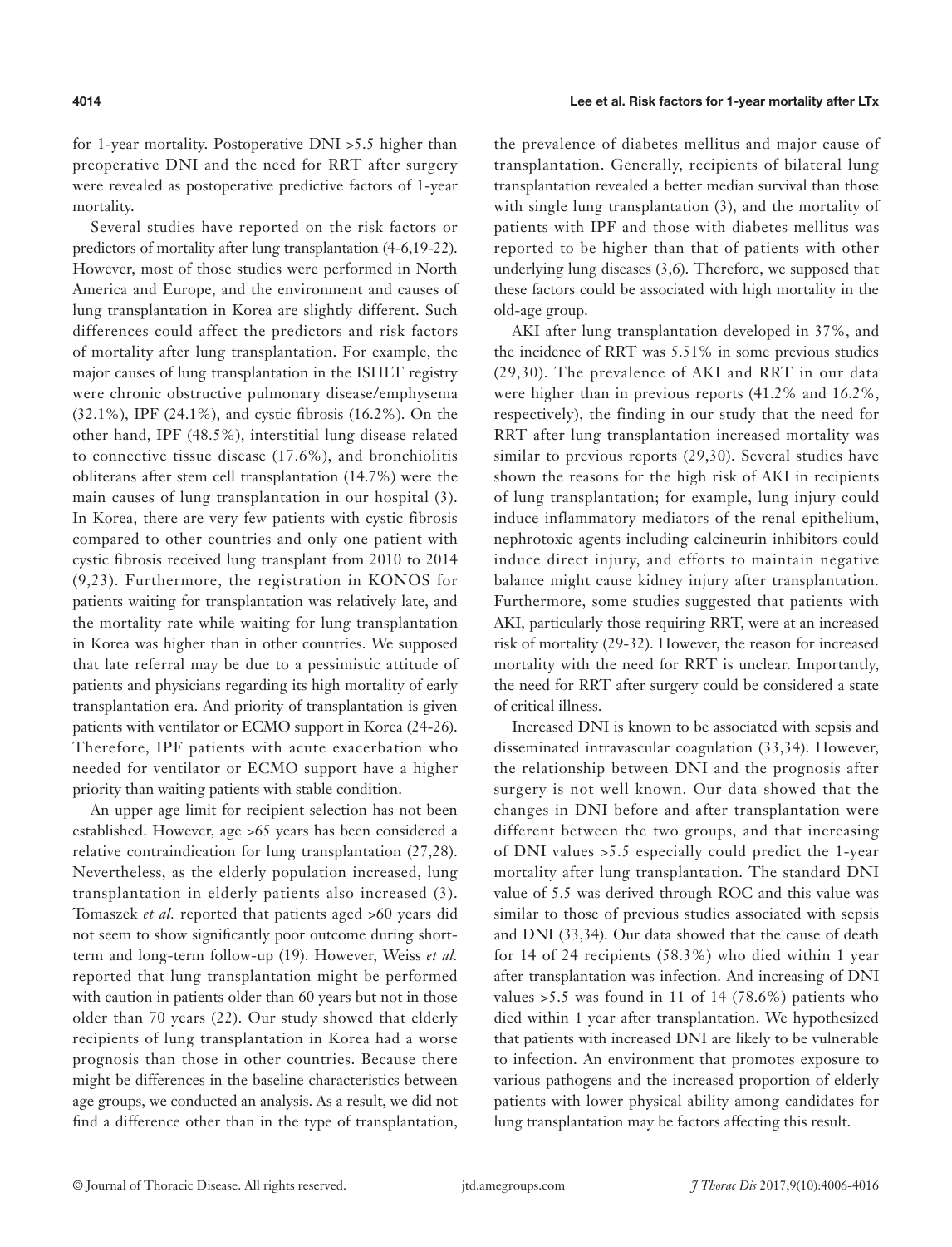for 1-year mortality. Postoperative DNI >5.5 higher than preoperative DNI and the need for RRT after surgery were revealed as postoperative predictive factors of 1-year mortality.

Several studies have reported on the risk factors or predictors of mortality after lung transplantation (4-6,19-22). However, most of those studies were performed in North America and Europe, and the environment and causes of lung transplantation in Korea are slightly different. Such differences could affect the predictors and risk factors of mortality after lung transplantation. For example, the major causes of lung transplantation in the ISHLT registry were chronic obstructive pulmonary disease/emphysema (32.1%), IPF (24.1%), and cystic fibrosis (16.2%). On the other hand, IPF (48.5%), interstitial lung disease related to connective tissue disease (17.6%), and bronchiolitis obliterans after stem cell transplantation (14.7%) were the main causes of lung transplantation in our hospital (3). In Korea, there are very few patients with cystic fibrosis compared to other countries and only one patient with cystic fibrosis received lung transplant from 2010 to 2014 (9,23). Furthermore, the registration in KONOS for patients waiting for transplantation was relatively late, and the mortality rate while waiting for lung transplantation in Korea was higher than in other countries. We supposed that late referral may be due to a pessimistic attitude of patients and physicians regarding its high mortality of early transplantation era. And priority of transplantation is given patients with ventilator or ECMO support in Korea (24-26). Therefore, IPF patients with acute exacerbation who needed for ventilator or ECMO support have a higher priority than waiting patients with stable condition.

An upper age limit for recipient selection has not been established. However, age >65 years has been considered a relative contraindication for lung transplantation (27,28). Nevertheless, as the elderly population increased, lung transplantation in elderly patients also increased (3). Tomaszek *et al.* reported that patients aged >60 years did not seem to show significantly poor outcome during short-term and long-term follow-up (19). However, Weiss *et al.* reported that lung transplantation might be performed with caution in patients older than 60 years but not in those older than 70 years (22). Our study showed that elderly recipients of lung transplantation in Korea had a worse prognosis than those in other countries. Because there might be differences in the baseline characteristics between age groups, we conducted an analysis. As a result, we did not find a difference other than in the type of transplantation, the prevalence of diabetes mellitus and major cause of transplantation. Generally, recipients of bilateral lung transplantation revealed a better median survival than those with single lung transplantation (3), and the mortality of patients with IPF and those with diabetes mellitus was reported to be higher than that of patients with other underlying lung diseases (3,6). Therefore, we supposed that these factors could be associated with high mortality in the old-age group.

AKI after lung transplantation developed in 37%, and the incidence of RRT was 5.51% in some previous studies (29,30). The prevalence of AKI and RRT in our data were higher than in previous reports (41.2% and 16.2%, respectively), the finding in our study that the need for RRT after lung transplantation increased mortality was similar to previous reports (29,30). Several studies have shown the reasons for the high risk of AKI in recipients of lung transplantation; for example, lung injury could induce inflammatory mediators of the renal epithelium, nephrotoxic agents including calcineurin inhibitors could induce direct injury, and efforts to maintain negative balance might cause kidney injury after transplantation. Furthermore, some studies suggested that patients with AKI, particularly those requiring RRT, were at an increased risk of mortality (29-32). However, the reason for increased mortality with the need for RRT is unclear. Importantly, the need for RRT after surgery could be considered a state of critical illness.

Increased DNI is known to be associated with sepsis and disseminated intravascular coagulation (33,34). However, the relationship between DNI and the prognosis after surgery is not well known. Our data showed that the changes in DNI before and after transplantation were different between the two groups, and that increasing of DNI values >5.5 especially could predict the 1-year mortality after lung transplantation. The standard DNI value of 5.5 was derived through ROC and this value was similar to those of previous studies associated with sepsis and DNI (33,34). Our data showed that the cause of death for 14 of 24 recipients (58.3%) who died within 1 year after transplantation was infection. And increasing of DNI values >5.5 was found in 11 of 14 (78.6%) patients who died within 1 year after transplantation. We hypothesized that patients with increased DNI are likely to be vulnerable to infection. An environment that promotes exposure to various pathogens and the increased proportion of elderly patients with lower physical ability among candidates for lung transplantation may be factors affecting this result.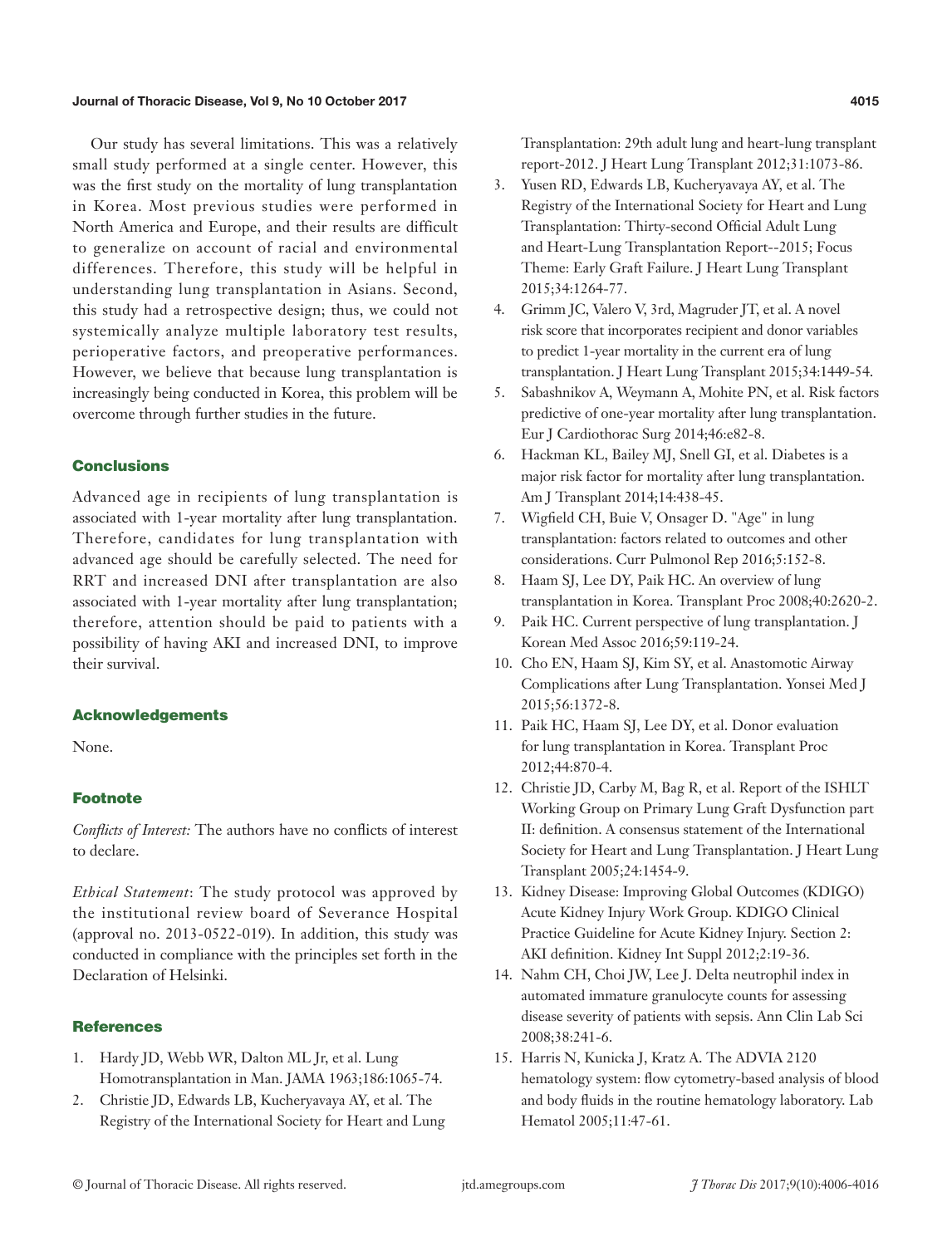Our study has several limitations. This was a relatively small study performed at a single center. However, this was the first study on the mortality of lung transplantation in Korea. Most previous studies were performed in North America and Europe, and their results are difficult to generalize on account of racial and environmental differences. Therefore, this study will be helpful in understanding lung transplantation in Asians. Second, this study had a retrospective design; thus, we could not systemically analyze multiple laboratory test results, perioperative factors, and preoperative performances. However, we believe that because lung transplantation is increasingly being conducted in Korea, this problem will be overcome through further studies in the future.

## Conclusions

Advanced age in recipients of lung transplantation is associated with 1-year mortality after lung transplantation. Therefore, candidates for lung transplantation with advanced age should be carefully selected. The need for RRT and increased DNI after transplantation are also associated with 1-year mortality after lung transplantation; therefore, attention should be paid to patients with a possibility of having AKI and increased DNI, to improve their survival.

## Acknowledgements

None.

## Footnote

*Conflicts of Interest:* The authors have no conflicts of interest to declare.

*Ethical Statement*: The study protocol was approved by the institutional review board of Severance Hospital (approval no. 2013-0522-019). In addition, this study was conducted in compliance with the principles set forth in the Declaration of Helsinki.

## References

1. Hardy JD, Webb WR, Dalton ML Jr, et al. Lung Homotransplantation in Man. JAMA 1963;186:1065-74.
2. Christie JD, Edwards LB, Kucheryavaya AY, et al. The Registry of the International Society for Heart and Lung Transplantation: 29th adult lung and heart-lung transplant report-2012. J Heart Lung Transplant 2012;31:1073-86.
3. Yusen RD, Edwards LB, Kucheryavaya AY, et al. The Registry of the International Society for Heart and Lung Transplantation: Thirty-second Official Adult Lung and Heart-Lung Transplantation Report--2015; Focus Theme: Early Graft Failure. J Heart Lung Transplant 2015;34:1264-77.
4. Grimm JC, Valero V, 3rd, Magruder JT, et al. A novel risk score that incorporates recipient and donor variables to predict 1-year mortality in the current era of lung transplantation. J Heart Lung Transplant 2015;34:1449-54.
5. Sabashnikov A, Weymann A, Mohite PN, et al. Risk factors predictive of one-year mortality after lung transplantation. Eur J Cardiothorac Surg 2014;46:e82-8.
6. Hackman KL, Bailey MJ, Snell GI, et al. Diabetes is a major risk factor for mortality after lung transplantation. Am J Transplant 2014;14:438-45.
7. Wigfield CH, Buie V, Onsager D. "Age" in lung transplantation: factors related to outcomes and other considerations. Curr Pulmonol Rep 2016;5:152-8.
8. Haam SJ, Lee DY, Paik HC. An overview of lung transplantation in Korea. Transplant Proc 2008;40:2620-2.
9. Paik HC. Current perspective of lung transplantation. J Korean Med Assoc 2016;59:119-24.
10. Cho EN, Haam SJ, Kim SY, et al. Anastomotic Airway Complications after Lung Transplantation. Yonsei Med J 2015;56:1372-8.
11. Paik HC, Haam SJ, Lee DY, et al. Donor evaluation for lung transplantation in Korea. Transplant Proc 2012;44:870-4.
12. Christie JD, Carby M, Bag R, et al. Report of the ISHLT Working Group on Primary Lung Graft Dysfunction part II: definition. A consensus statement of the International Society for Heart and Lung Transplantation. J Heart Lung Transplant 2005;24:1454-9.
13. Kidney Disease: Improving Global Outcomes (KDIGO) Acute Kidney Injury Work Group. KDIGO Clinical Practice Guideline for Acute Kidney Injury. Section 2: AKI definition. Kidney Int Suppl 2012;2:19-36.
14. Nahm CH, Choi JW, Lee J. Delta neutrophil index in automated immature granulocyte counts for assessing disease severity of patients with sepsis. Ann Clin Lab Sci 2008;38:241-6.
15. Harris N, Kunicka J, Kratz A. The ADVIA 2120 hematology system: flow cytometry-based analysis of blood and body fluids in the routine hematology laboratory. Lab Hematol 2005;11:47-61.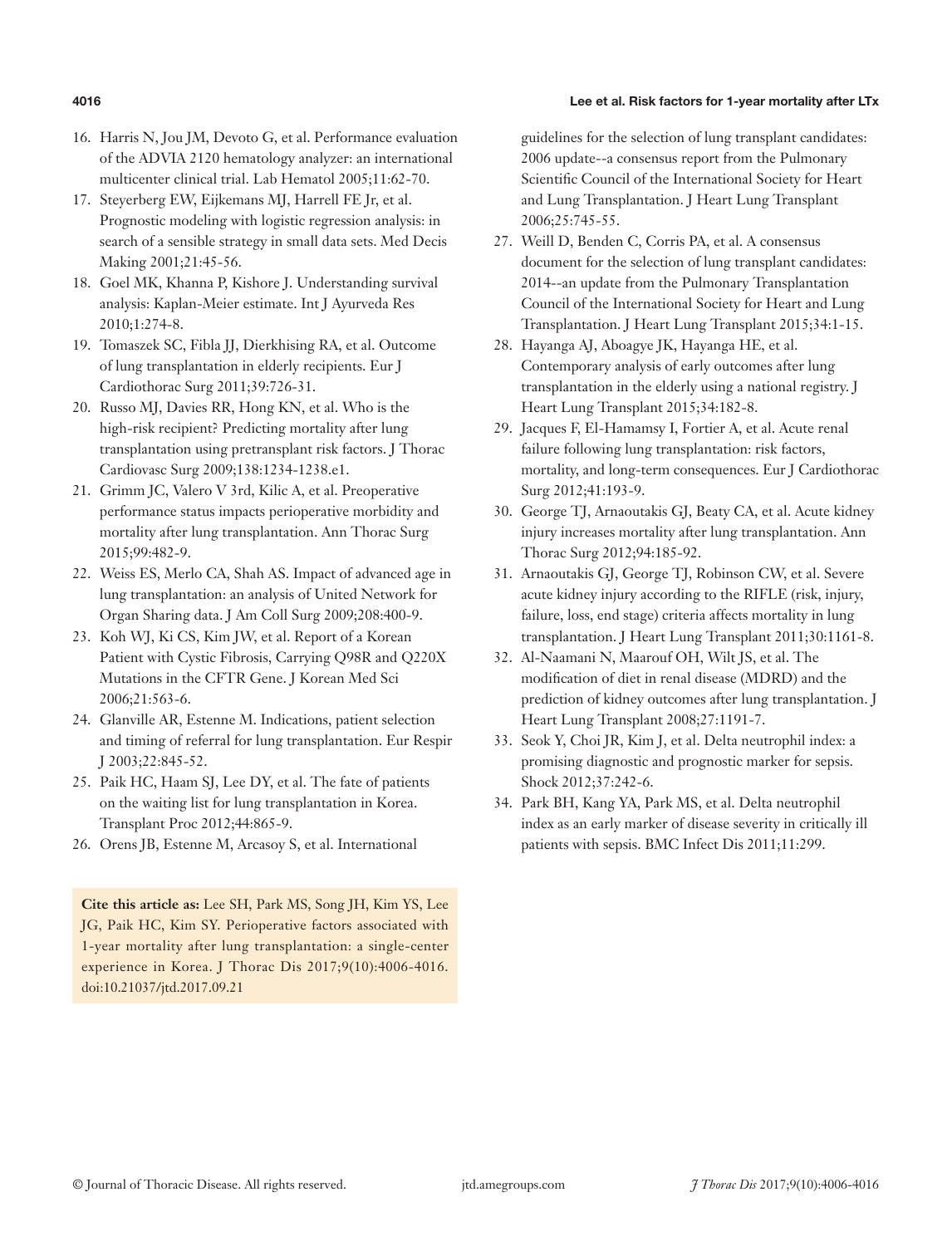16. Harris N, Jou JM, Devoto G, et al. Performance evaluation of the ADVIA 2120 hematology analyzer: an international multicenter clinical trial. Lab Hematol 2005;11:62-70.
17. Steyerberg EW, Eijkemans MJ, Harrell FE Jr, et al. Prognostic modeling with logistic regression analysis: in search of a sensible strategy in small data sets. Med Decis Making 2001;21:45-56.
18. Goel MK, Khanna P, Kishore J. Understanding survival analysis: Kaplan-Meier estimate. Int J Ayurveda Res 2010;1:274-8.
19. Tomaszek SC, Fibla JJ, Dierkhising RA, et al. Outcome of lung transplantation in elderly recipients. Eur J Cardiothorac Surg 2011;39:726-31.
20. Russo MJ, Davies RR, Hong KN, et al. Who is the high-risk recipient? Predicting mortality after lung transplantation using pretransplant risk factors. J Thorac Cardiovasc Surg 2009;138:1234-1238.e1.
21. Grimm JC, Valero V 3rd, Kilic A, et al. Preoperative performance status impacts perioperative morbidity and mortality after lung transplantation. Ann Thorac Surg 2015;99:482-9.
22. Weiss ES, Merlo CA, Shah AS. Impact of advanced age in lung transplantation: an analysis of United Network for Organ Sharing data. J Am Coll Surg 2009;208:400-9.
23. Koh WJ, Ki CS, Kim JW, et al. Report of a Korean Patient with Cystic Fibrosis, Carrying Q98R and Q220X Mutations in the CFTR Gene. J Korean Med Sci 2006;21:563-6.
24. Glanville AR, Estenne M. Indications, patient selection and timing of referral for lung transplantation. Eur Respir J 2003;22:845-52.
25. Paik HC, Haam SJ, Lee DY, et al. The fate of patients on the waiting list for lung transplantation in Korea. Transplant Proc 2012;44:865-9.
26. Orens JB, Estenne M, Arcasoy S, et al. International guidelines for the selection of lung transplant candidates: 2006 update--a consensus report from the Pulmonary Scientific Council of the International Society for Heart and Lung Transplantation. J Heart Lung Transplant 2006;25:745-55.
27. Weill D, Benden C, Corris PA, et al. A consensus document for the selection of lung transplant candidates: 2014--an update from the Pulmonary Transplantation Council of the International Society for Heart and Lung Transplantation. J Heart Lung Transplant 2015;34:1-15.
28. Hayanga AJ, Aboagye JK, Hayanga HE, et al. Contemporary analysis of early outcomes after lung transplantation in the elderly using a national registry. J Heart Lung Transplant 2015;34:182-8.
29. Jacques F, El-Hamamsy I, Fortier A, et al. Acute renal failure following lung transplantation: risk factors, mortality, and long-term consequences. Eur J Cardiothorac Surg 2012;41:193-9.
30. George TJ, Arnaoutakis GJ, Beaty CA, et al. Acute kidney injury increases mortality after lung transplantation. Ann Thorac Surg 2012;94:185-92.
31. Arnaoutakis GJ, George TJ, Robinson CW, et al. Severe acute kidney injury according to the RIFLE (risk, injury, failure, loss, end stage) criteria affects mortality in lung transplantation. J Heart Lung Transplant 2011;30:1161-8.
32. Al-Naamani N, Maarouf OH, Wilt JS, et al. The modification of diet in renal disease (MDRD) and the prediction of kidney outcomes after lung transplantation. J Heart Lung Transplant 2008;27:1191-7.
33. Seok Y, Choi JR, Kim J, et al. Delta neutrophil index: a promising diagnostic and prognostic marker for sepsis. Shock 2012;37:242-6.
34. Park BH, Kang YA, Park MS, et al. Delta neutrophil index as an early marker of disease severity in critically ill patients with sepsis. BMC Infect Dis 2011;11:299.

**Cite this article as:** Lee SH, Park MS, Song JH, Kim YS, Lee JG, Paik HC, Kim SY. Perioperative factors associated with 1-year mortality after lung transplantation: a single-center experience in Korea. J Thorac Dis 2017;9(10):4006-4016. doi:10.21037/jtd.2017.09.21